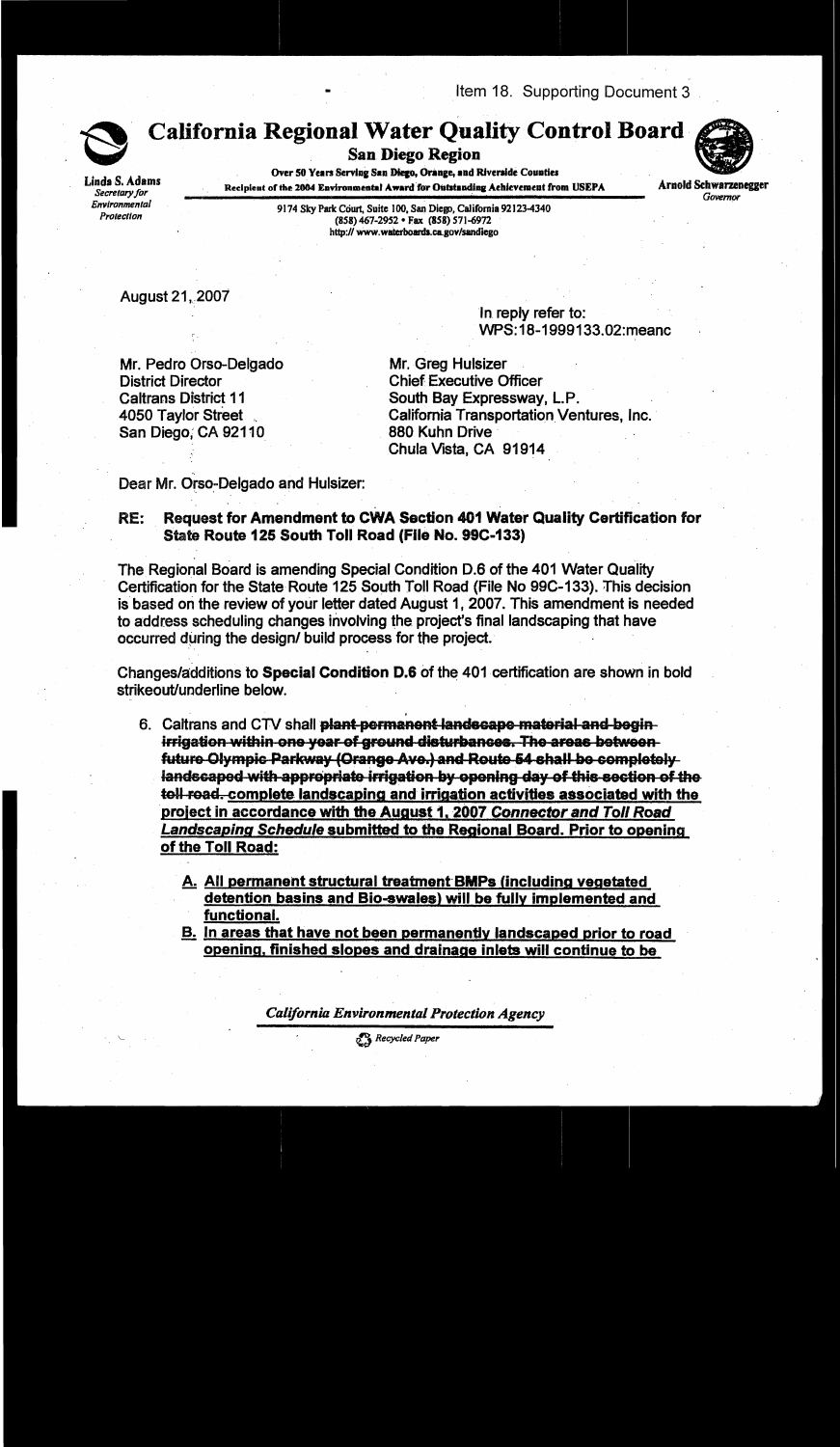Item 18. Supporting Document 3

# California Regional Water Quality Control Board

**San Diego Region**

Linda S. Adams
*Secretary for Environmental Protection*

**Over 50 Years Serving San Diego, Orange, and Riverside Counties**
**Recipient of the 2004 Environmental Award for Outstanding Achievement from USEPA**

Arnold Schwarzenegger
*Governor*

9174 Sky Park Court, Suite 100, San Diego, California 92123-4340
(858) 467-2952 • Fax (858) 571-6972
http:// www.waterboards.ca.gov/sandiego

August 21, 2007

In reply refer to:
WPS:18-1999133.02:meanc

Mr. Pedro Orso-Delgado
District Director
Caltrans District 11
4050 Taylor Street
San Diego, CA 92110

Mr. Greg Hulsizer
Chief Executive Officer
South Bay Expressway, L.P.
California Transportation Ventures, Inc.
880 Kuhn Drive
Chula Vista, CA 91914

Dear Mr. Orso-Delgado and Hulsizer:

**RE: Request for Amendment to CWA Section 401 Water Quality Certification for State Route 125 South Toll Road (File No. 99C-133)**

The Regional Board is amending Special Condition D.6 of the 401 Water Quality Certification for the State Route 125 South Toll Road (File No 99C-133). This decision is based on the review of your letter dated August 1, 2007. This amendment is needed to address scheduling changes involving the project's final landscaping that have occurred during the design/ build process for the project.

Changes/additions to **Special Condition D.6** of the 401 certification are shown in bold strikeout/underline below.

6. Caltrans and CTV shall **~~plant permanent landscape material and begin irrigation within one year of ground disturbances. The areas between future Olympic Parkway (Orange Ave.) and Route 54 shall be completely landscaped with appropriate irrigation by opening day of this section of the toll road.~~** **<u>complete landscaping and irrigation activities associated with the project in accordance with the August 1, 2007 *Connector and Toll Road Landscaping Schedule* submitted to the Regional Board. Prior to opening of the Toll Road:</u>**

   **<u>A. All permanent structural treatment BMPs (including vegetated detention basins and Bio-swales) will be fully implemented and functional.</u>**

   **<u>B. In areas that have not been permanently landscaped prior to road opening, finished slopes and drainage inlets will continue to be</u>**

*California Environmental Protection Agency*

*Recycled Paper*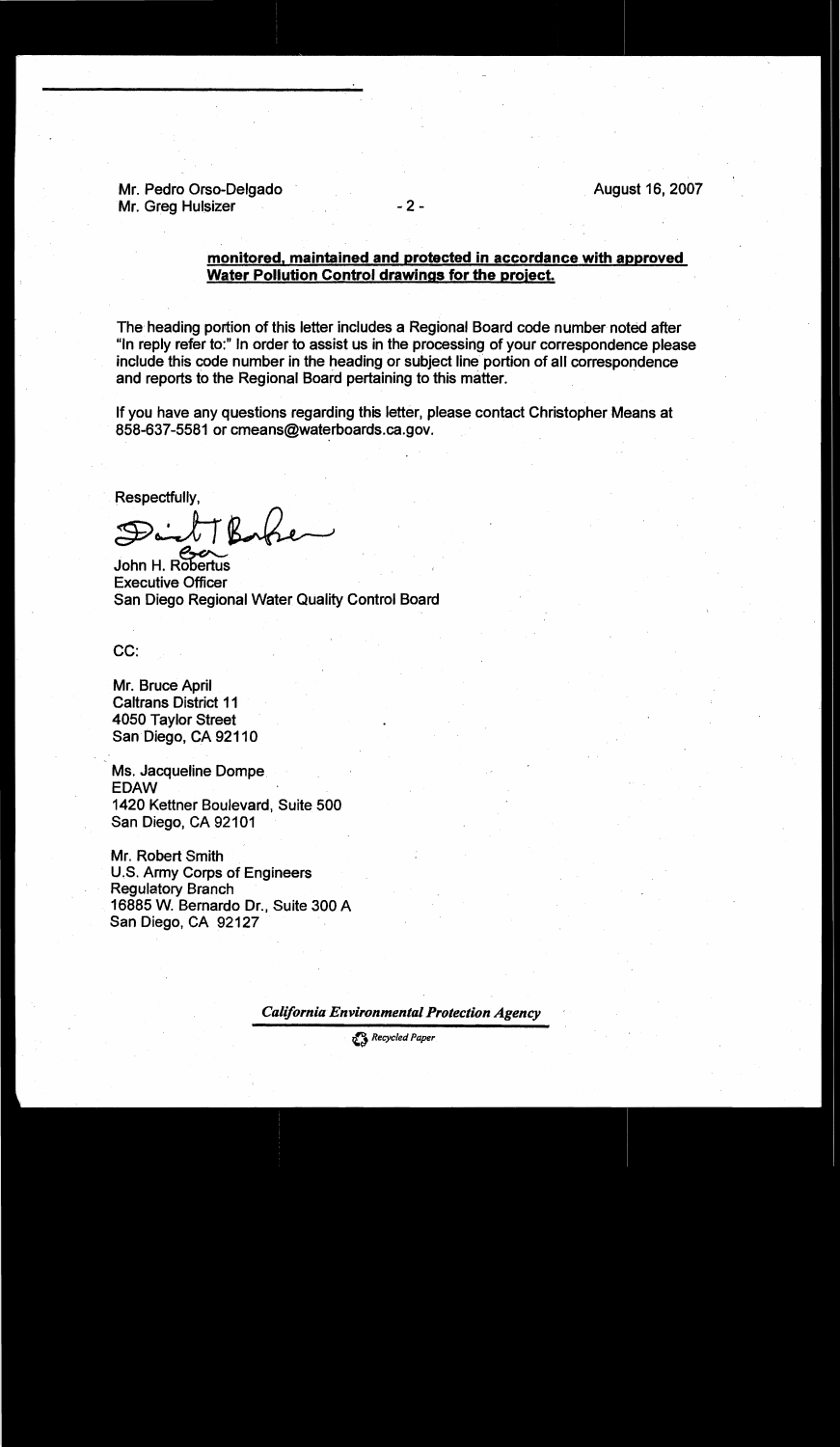Mr. Pedro Orso-Delgado
Mr. Greg Hulsizer

August 16, 2007

**monitored, maintained and protected in accordance with approved Water Pollution Control drawings for the project.**

The heading portion of this letter includes a Regional Board code number noted after "In reply refer to:" In order to assist us in the processing of your correspondence please include this code number in the heading or subject line portion of all correspondence and reports to the Regional Board pertaining to this matter.

If you have any questions regarding this letter, please contact Christopher Means at 858-637-5581 or cmeans@waterboards.ca.gov.

Respectfully,

John H. Robertus
Executive Officer
San Diego Regional Water Quality Control Board

CC:

Mr. Bruce April
Caltrans District 11
4050 Taylor Street
San Diego, CA 92110

Ms. Jacqueline Dompe
EDAW
1420 Kettner Boulevard, Suite 500
San Diego, CA 92101

Mr. Robert Smith
U.S. Army Corps of Engineers
Regulatory Branch
16885 W. Bernardo Dr., Suite 300 A
San Diego, CA 92127

*California Environmental Protection Agency*

*Recycled Paper*